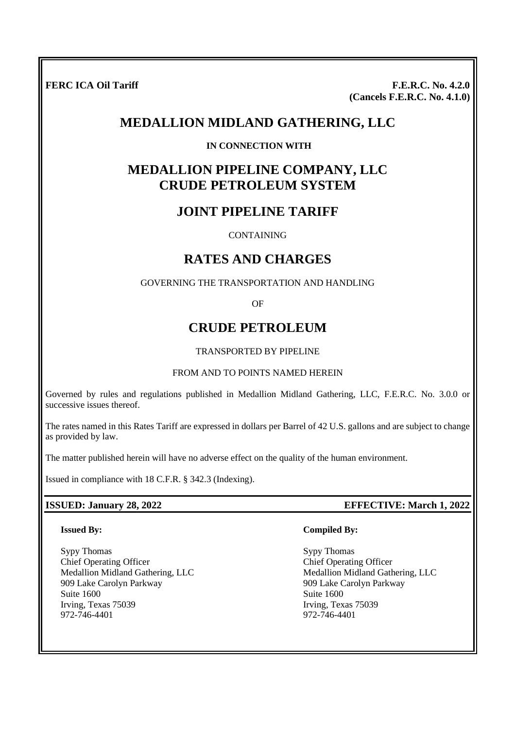**FERC ICA Oil Tariff**

**F.E.R.C. No. 4.2.0**
**(Cancels F.E.R.C. No. 4.1.0)**

# MEDALLION MIDLAND GATHERING, LLC

**IN CONNECTION WITH**

# MEDALLION PIPELINE COMPANY, LLC CRUDE PETROLEUM SYSTEM

# JOINT PIPELINE TARIFF

CONTAINING

# RATES AND CHARGES

GOVERNING THE TRANSPORTATION AND HANDLING

OF

# CRUDE PETROLEUM

TRANSPORTED BY PIPELINE

FROM AND TO POINTS NAMED HEREIN

Governed by rules and regulations published in Medallion Midland Gathering, LLC, F.E.R.C. No. 3.0.0 or successive issues thereof.

The rates named in this Rates Tariff are expressed in dollars per Barrel of 42 U.S. gallons and are subject to change as provided by law.

The matter published herein will have no adverse effect on the quality of the human environment.

Issued in compliance with 18 C.F.R. § 342.3 (Indexing).

**ISSUED: January 28, 2022** **EFFECTIVE: March 1, 2022**

**Issued By:**

Sypy Thomas
Chief Operating Officer
Medallion Midland Gathering, LLC
909 Lake Carolyn Parkway
Suite 1600
Irving, Texas 75039
972-746-4401

**Compiled By:**

Sypy Thomas
Chief Operating Officer
Medallion Midland Gathering, LLC
909 Lake Carolyn Parkway
Suite 1600
Irving, Texas 75039
972-746-4401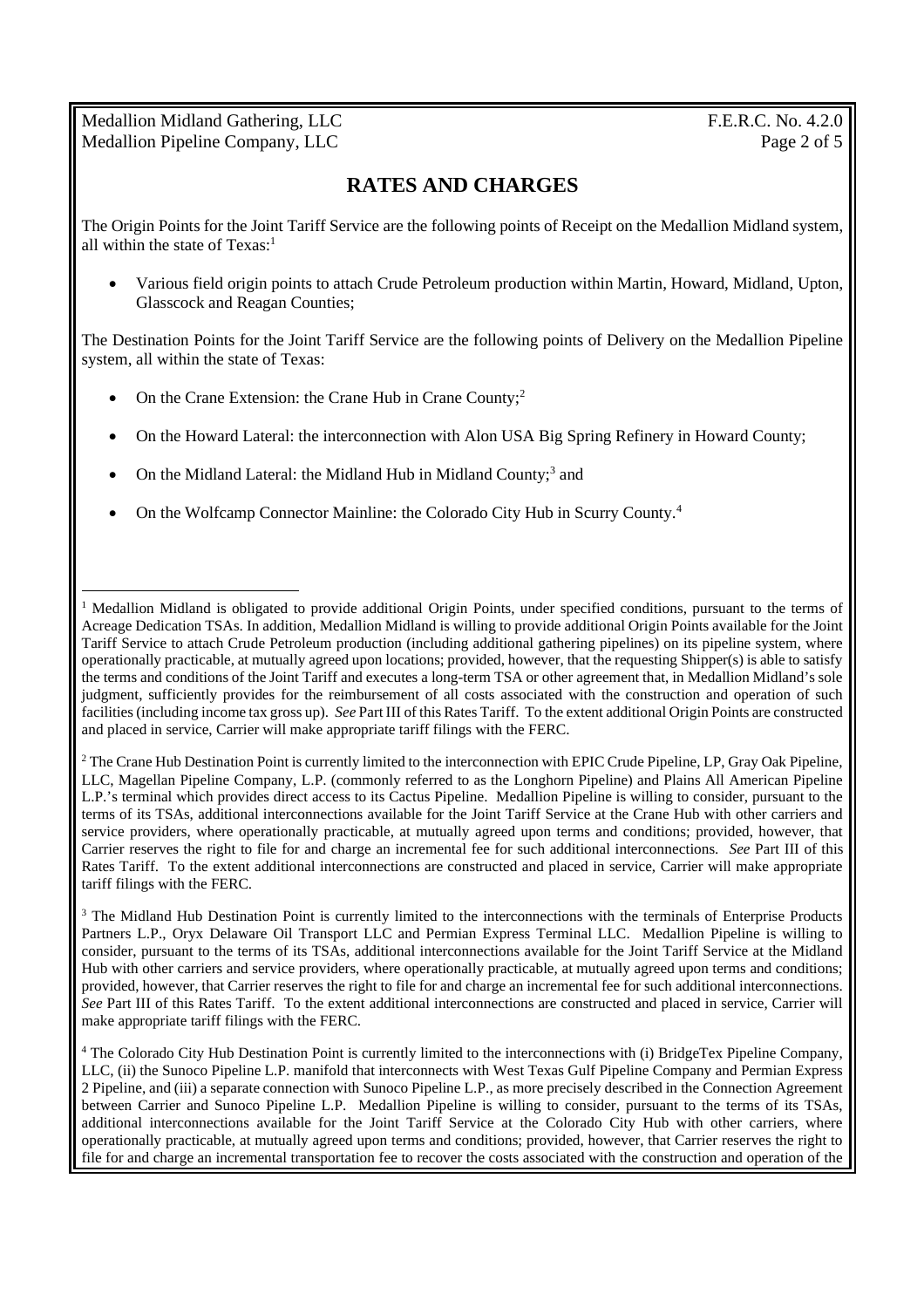## RATES AND CHARGES

The Origin Points for the Joint Tariff Service are the following points of Receipt on the Medallion Midland system, all within the state of Texas:[1]

- Various field origin points to attach Crude Petroleum production within Martin, Howard, Midland, Upton, Glasscock and Reagan Counties;

The Destination Points for the Joint Tariff Service are the following points of Delivery on the Medallion Pipeline system, all within the state of Texas:

- On the Crane Extension: the Crane Hub in Crane County;[2]
- On the Howard Lateral: the interconnection with Alon USA Big Spring Refinery in Howard County;
- On the Midland Lateral: the Midland Hub in Midland County;[3] and
- On the Wolfcamp Connector Mainline: the Colorado City Hub in Scurry County.[4]

---

[1] Medallion Midland is obligated to provide additional Origin Points, under specified conditions, pursuant to the terms of Acreage Dedication TSAs. In addition, Medallion Midland is willing to provide additional Origin Points available for the Joint Tariff Service to attach Crude Petroleum production (including additional gathering pipelines) on its pipeline system, where operationally practicable, at mutually agreed upon locations; provided, however, that the requesting Shipper(s) is able to satisfy the terms and conditions of the Joint Tariff and executes a long-term TSA or other agreement that, in Medallion Midland's sole judgment, sufficiently provides for the reimbursement of all costs associated with the construction and operation of such facilities (including income tax gross up). *See* Part III of this Rates Tariff. To the extent additional Origin Points are constructed and placed in service, Carrier will make appropriate tariff filings with the FERC.

[2] The Crane Hub Destination Point is currently limited to the interconnection with EPIC Crude Pipeline, LP, Gray Oak Pipeline, LLC, Magellan Pipeline Company, L.P. (commonly referred to as the Longhorn Pipeline) and Plains All American Pipeline L.P.'s terminal which provides direct access to its Cactus Pipeline. Medallion Pipeline is willing to consider, pursuant to the terms of its TSAs, additional interconnections available for the Joint Tariff Service at the Crane Hub with other carriers and service providers, where operationally practicable, at mutually agreed upon terms and conditions; provided, however, that Carrier reserves the right to file for and charge an incremental fee for such additional interconnections. *See* Part III of this Rates Tariff. To the extent additional interconnections are constructed and placed in service, Carrier will make appropriate tariff filings with the FERC.

[3] The Midland Hub Destination Point is currently limited to the interconnections with the terminals of Enterprise Products Partners L.P., Oryx Delaware Oil Transport LLC and Permian Express Terminal LLC. Medallion Pipeline is willing to consider, pursuant to the terms of its TSAs, additional interconnections available for the Joint Tariff Service at the Midland Hub with other carriers and service providers, where operationally practicable, at mutually agreed upon terms and conditions; provided, however, that Carrier reserves the right to file for and charge an incremental fee for such additional interconnections. *See* Part III of this Rates Tariff. To the extent additional interconnections are constructed and placed in service, Carrier will make appropriate tariff filings with the FERC.

[4] The Colorado City Hub Destination Point is currently limited to the interconnections with (i) BridgeTex Pipeline Company, LLC, (ii) the Sunoco Pipeline L.P. manifold that interconnects with West Texas Gulf Pipeline Company and Permian Express 2 Pipeline, and (iii) a separate connection with Sunoco Pipeline L.P., as more precisely described in the Connection Agreement between Carrier and Sunoco Pipeline L.P. Medallion Pipeline is willing to consider, pursuant to the terms of its TSAs, additional interconnections available for the Joint Tariff Service at the Colorado City Hub with other carriers, where operationally practicable, at mutually agreed upon terms and conditions; provided, however, that Carrier reserves the right to file for and charge an incremental transportation fee to recover the costs associated with the construction and operation of the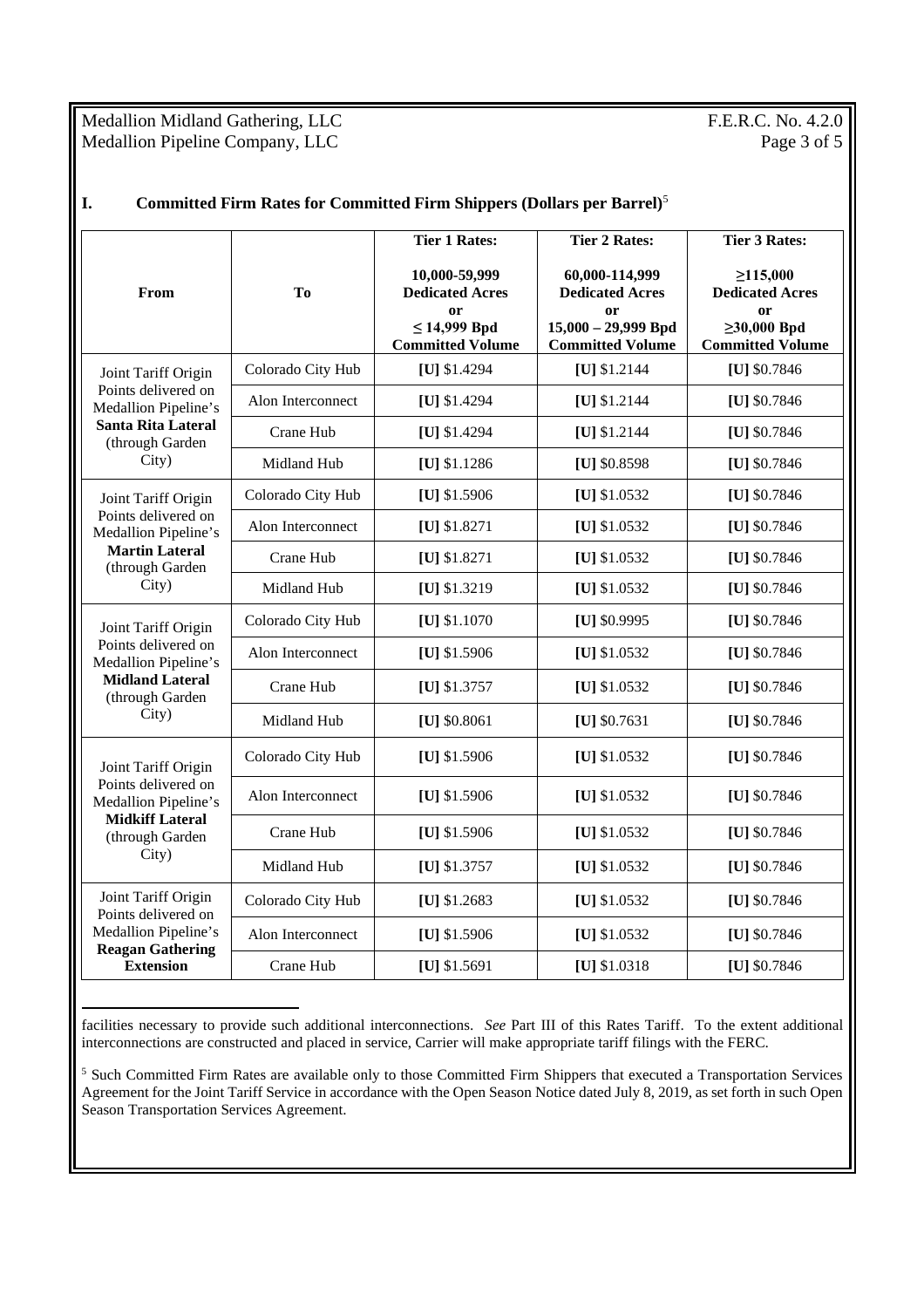## I. Committed Firm Rates for Committed Firm Shippers (Dollars per Barrel)[5]

| From | To | Tier 1 Rates: 10,000-59,999 Dedicated Acres or ≤ 14,999 Bpd Committed Volume | Tier 2 Rates: 60,000-114,999 Dedicated Acres or 15,000 – 29,999 Bpd Committed Volume | Tier 3 Rates: ≥115,000 Dedicated Acres or ≥30,000 Bpd Committed Volume |
|---|---|---|---|---|
| Joint Tariff Origin Points delivered on Medallion Pipeline's **Santa Rita Lateral** (through Garden City) | Colorado City Hub | **[U]** $1.4294 | **[U]** $1.2144 | **[U]** $0.7846 |
| | Alon Interconnect | **[U]** $1.4294 | **[U]** $1.2144 | **[U]** $0.7846 |
| | Crane Hub | **[U]** $1.4294 | **[U]** $1.2144 | **[U]** $0.7846 |
| | Midland Hub | **[U]** $1.1286 | **[U]** $0.8598 | **[U]** $0.7846 |
| Joint Tariff Origin Points delivered on Medallion Pipeline's **Martin Lateral** (through Garden City) | Colorado City Hub | **[U]** $1.5906 | **[U]** $1.0532 | **[U]** $0.7846 |
| | Alon Interconnect | **[U]** $1.8271 | **[U]** $1.0532 | **[U]** $0.7846 |
| | Crane Hub | **[U]** $1.8271 | **[U]** $1.0532 | **[U]** $0.7846 |
| | Midland Hub | **[U]** $1.3219 | **[U]** $1.0532 | **[U]** $0.7846 |
| Joint Tariff Origin Points delivered on Medallion Pipeline's **Midland Lateral** (through Garden City) | Colorado City Hub | **[U]** $1.1070 | **[U]** $0.9995 | **[U]** $0.7846 |
| | Alon Interconnect | **[U]** $1.5906 | **[U]** $1.0532 | **[U]** $0.7846 |
| | Crane Hub | **[U]** $1.3757 | **[U]** $1.0532 | **[U]** $0.7846 |
| | Midland Hub | **[U]** $0.8061 | **[U]** $0.7631 | **[U]** $0.7846 |
| Joint Tariff Origin Points delivered on Medallion Pipeline's **Midkiff Lateral** (through Garden City) | Colorado City Hub | **[U]** $1.5906 | **[U]** $1.0532 | **[U]** $0.7846 |
| | Alon Interconnect | **[U]** $1.5906 | **[U]** $1.0532 | **[U]** $0.7846 |
| | Crane Hub | **[U]** $1.5906 | **[U]** $1.0532 | **[U]** $0.7846 |
| | Midland Hub | **[U]** $1.3757 | **[U]** $1.0532 | **[U]** $0.7846 |
| Joint Tariff Origin Points delivered on Medallion Pipeline's **Reagan Gathering Extension** | Colorado City Hub | **[U]** $1.2683 | **[U]** $1.0532 | **[U]** $0.7846 |
| | Alon Interconnect | **[U]** $1.5906 | **[U]** $1.0532 | **[U]** $0.7846 |
| | Crane Hub | **[U]** $1.5691 | **[U]** $1.0318 | **[U]** $0.7846 |

facilities necessary to provide such additional interconnections. *See* Part III of this Rates Tariff. To the extent additional interconnections are constructed and placed in service, Carrier will make appropriate tariff filings with the FERC.

[5] Such Committed Firm Rates are available only to those Committed Firm Shippers that executed a Transportation Services Agreement for the Joint Tariff Service in accordance with the Open Season Notice dated July 8, 2019, as set forth in such Open Season Transportation Services Agreement.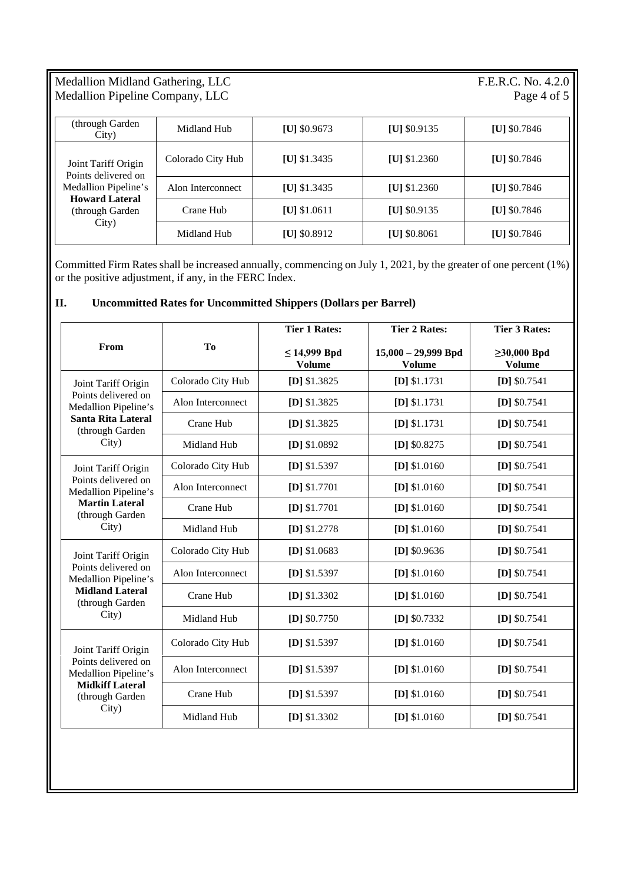| | | | | |
|---|---|---|---|---|
| (through Garden City) | Midland Hub | **[U]** $0.9673 | **[U]** $0.9135 | **[U]** $0.7846 |
| Joint Tariff Origin Points delivered on Medallion Pipeline's **Howard Lateral** (through Garden City) | Colorado City Hub | **[U]** $1.3435 | **[U]** $1.2360 | **[U]** $0.7846 |
| | Alon Interconnect | **[U]** $1.3435 | **[U]** $1.2360 | **[U]** $0.7846 |
| | Crane Hub | **[U]** $1.0611 | **[U]** $0.9135 | **[U]** $0.7846 |
| | Midland Hub | **[U]** $0.8912 | **[U]** $0.8061 | **[U]** $0.7846 |

Committed Firm Rates shall be increased annually, commencing on July 1, 2021, by the greater of one percent (1%) or the positive adjustment, if any, in the FERC Index.

## II. Uncommitted Rates for Uncommitted Shippers (Dollars per Barrel)

| From | To | Tier 1 Rates: ≤ 14,999 Bpd Volume | Tier 2 Rates: 15,000 – 29,999 Bpd Volume | Tier 3 Rates: ≥30,000 Bpd Volume |
|---|---|---|---|---|
| Joint Tariff Origin Points delivered on Medallion Pipeline's **Santa Rita Lateral** (through Garden City) | Colorado City Hub | **[D]** $1.3825 | **[D]** $1.1731 | **[D]** $0.7541 |
| | Alon Interconnect | **[D]** $1.3825 | **[D]** $1.1731 | **[D]** $0.7541 |
| | Crane Hub | **[D]** $1.3825 | **[D]** $1.1731 | **[D]** $0.7541 |
| | Midland Hub | **[D]** $1.0892 | **[D]** $0.8275 | **[D]** $0.7541 |
| Joint Tariff Origin Points delivered on Medallion Pipeline's **Martin Lateral** (through Garden City) | Colorado City Hub | **[D]** $1.5397 | **[D]** $1.0160 | **[D]** $0.7541 |
| | Alon Interconnect | **[D]** $1.7701 | **[D]** $1.0160 | **[D]** $0.7541 |
| | Crane Hub | **[D]** $1.7701 | **[D]** $1.0160 | **[D]** $0.7541 |
| | Midland Hub | **[D]** $1.2778 | **[D]** $1.0160 | **[D]** $0.7541 |
| Joint Tariff Origin Points delivered on Medallion Pipeline's **Midland Lateral** (through Garden City) | Colorado City Hub | **[D]** $1.0683 | **[D]** $0.9636 | **[D]** $0.7541 |
| | Alon Interconnect | **[D]** $1.5397 | **[D]** $1.0160 | **[D]** $0.7541 |
| | Crane Hub | **[D]** $1.3302 | **[D]** $1.0160 | **[D]** $0.7541 |
| | Midland Hub | **[D]** $0.7750 | **[D]** $0.7332 | **[D]** $0.7541 |
| Joint Tariff Origin Points delivered on Medallion Pipeline's **Midkiff Lateral** (through Garden City) | Colorado City Hub | **[D]** $1.5397 | **[D]** $1.0160 | **[D]** $0.7541 |
| | Alon Interconnect | **[D]** $1.5397 | **[D]** $1.0160 | **[D]** $0.7541 |
| | Crane Hub | **[D]** $1.5397 | **[D]** $1.0160 | **[D]** $0.7541 |
| | Midland Hub | **[D]** $1.3302 | **[D]** $1.0160 | **[D]** $0.7541 |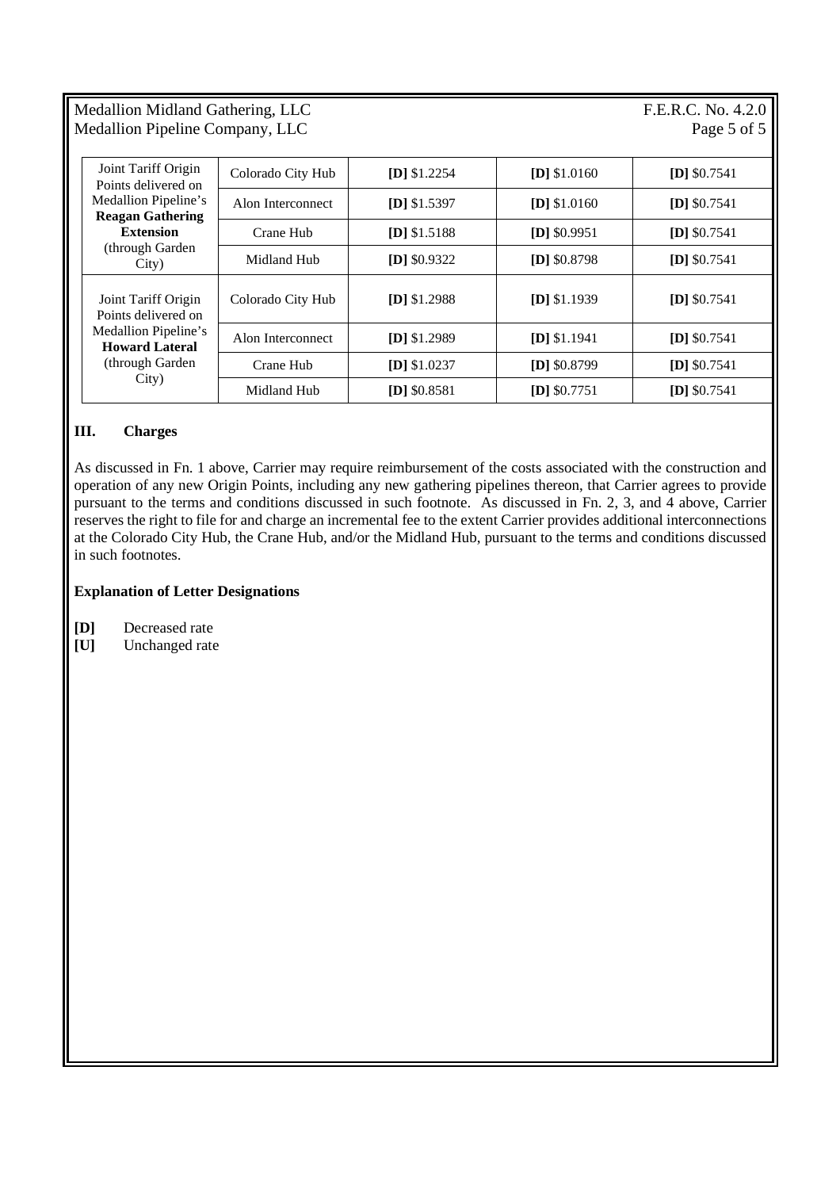| | | | | |
|---|---|---|---|---|
| Joint Tariff Origin Points delivered on Medallion Pipeline's **Reagan Gathering Extension** (through Garden City) | Colorado City Hub | **[D]** $1.2254 | **[D]** $1.0160 | **[D]** $0.7541 |
| | Alon Interconnect | **[D]** $1.5397 | **[D]** $1.0160 | **[D]** $0.7541 |
| | Crane Hub | **[D]** $1.5188 | **[D]** $0.9951 | **[D]** $0.7541 |
| | Midland Hub | **[D]** $0.9322 | **[D]** $0.8798 | **[D]** $0.7541 |
| Joint Tariff Origin Points delivered on Medallion Pipeline's **Howard Lateral** (through Garden City) | Colorado City Hub | **[D]** $1.2988 | **[D]** $1.1939 | **[D]** $0.7541 |
| | Alon Interconnect | **[D]** $1.2989 | **[D]** $1.1941 | **[D]** $0.7541 |
| | Crane Hub | **[D]** $1.0237 | **[D]** $0.8799 | **[D]** $0.7541 |
| | Midland Hub | **[D]** $0.8581 | **[D]** $0.7751 | **[D]** $0.7541 |

## III. Charges

As discussed in Fn. 1 above, Carrier may require reimbursement of the costs associated with the construction and operation of any new Origin Points, including any new gathering pipelines thereon, that Carrier agrees to provide pursuant to the terms and conditions discussed in such footnote. As discussed in Fn. 2, 3, and 4 above, Carrier reserves the right to file for and charge an incremental fee to the extent Carrier provides additional interconnections at the Colorado City Hub, the Crane Hub, and/or the Midland Hub, pursuant to the terms and conditions discussed in such footnotes.

**Explanation of Letter Designations**

**[D]** Decreased rate
**[U]** Unchanged rate